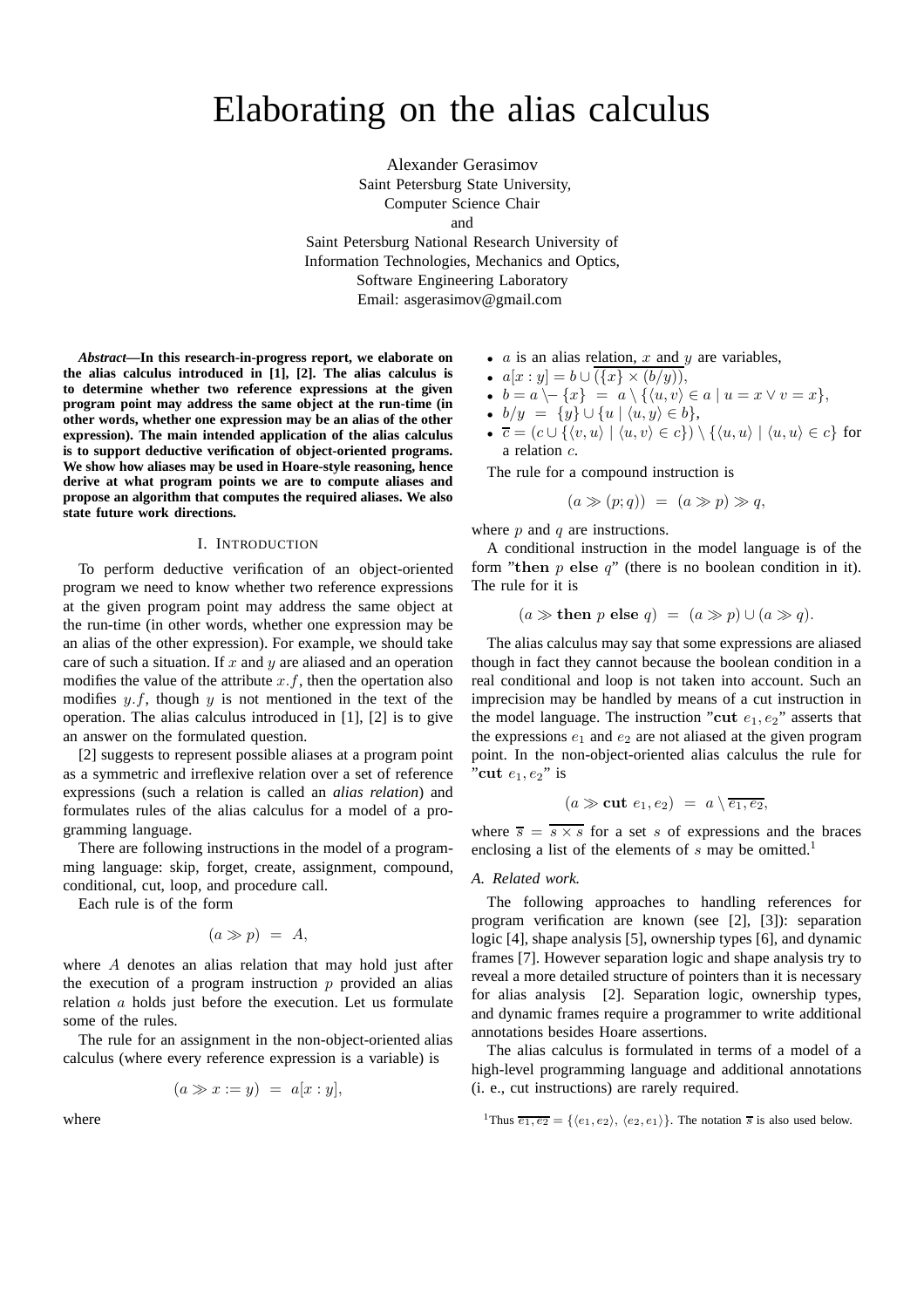# Elaborating on the alias calculus

Alexander Gerasimov
Saint Petersburg State University,
Computer Science Chair
and
Saint Petersburg National Research University of
Information Technologies, Mechanics and Optics,
Software Engineering Laboratory
Email: asgerasimov@gmail.com

***Abstract*—In this research-in-progress report, we elaborate on the alias calculus introduced in [1], [2]. The alias calculus is to determine whether two reference expressions at the given program point may address the same object at the run-time (in other words, whether one expression may be an alias of the other expression). The main intended application of the alias calculus is to support deductive verification of object-oriented programs. We show how aliases may be used in Hoare-style reasoning, hence derive at what program points we are to compute aliases and propose an algorithm that computes the required aliases. We also state future work directions.**

## I. Introduction

To perform deductive verification of an object-oriented program we need to know whether two reference expressions at the given program point may address the same object at the run-time (in other words, whether one expression may be an alias of the other expression). For example, we should take care of such a situation. If $x$ and $y$ are aliased and an operation modifies the value of the attribute $x.f$, then the opertation also modifies $y.f$, though $y$ is not mentioned in the text of the operation. The alias calculus introduced in [1], [2] is to give an answer on the formulated question.

[2] suggests to represent possible aliases at a program point as a symmetric and irreflexive relation over a set of reference expressions (such a relation is called an *alias relation*) and formulates rules of the alias calculus for a model of a programming language.

There are following instructions in the model of a programming language: skip, forget, create, assignment, compound, conditional, cut, loop, and procedure call.

Each rule is of the form

$$(a \gg p) \ = \ A,$$

where $A$ denotes an alias relation that may hold just after the execution of a program instruction $p$ provided an alias relation $a$ holds just before the execution. Let us formulate some of the rules.

The rule for an assignment in the non-object-oriented alias calculus (where every reference expression is a variable) is

$$(a \gg x := y) \ = \ a[x : y],$$

where

- $a$ is an alias relation, $x$ and $y$ are variables,
- $a[x : y] = b \cup \overline{(\{x\} \times (b/y))}$,
- $b = a \setminus\!- \{x\} \ = \ a \setminus \{\langle u, v\rangle \in a \mid u = x \vee v = x\}$,
- $b/y \ = \ \{y\} \cup \{u \mid \langle u, y\rangle \in b\}$,
- $\overline{c} = (c \cup \{\langle v, u\rangle \mid \langle u, v\rangle \in c\}) \setminus \{\langle u, u\rangle \mid \langle u, u\rangle \in c\}$ for a relation $c$.

The rule for a compound instruction is

$$(a \gg (p; q)) \ = \ (a \gg p) \gg q,$$

where $p$ and $q$ are instructions.

A conditional instruction in the model language is of the form "**then** $p$ **else** $q$" (there is no boolean condition in it). The rule for it is

$$(a \gg \textbf{then } p \textbf{ else } q) \ = \ (a \gg p) \cup (a \gg q).$$

The alias calculus may say that some expressions are aliased though in fact they cannot because the boolean condition in a real conditional and loop is not taken into account. Such an imprecision may be handled by means of a cut instruction in the model language. The instruction "**cut** $e_1, e_2$" asserts that the expressions $e_1$ and $e_2$ are not aliased at the given program point. In the non-object-oriented alias calculus the rule for "**cut** $e_1, e_2$" is

$$(a \gg \textbf{cut } e_1, e_2) \ = \ a \setminus \overline{e_1, e_2},$$

where $\overline{s} = \overline{s \times s}$ for a set $s$ of expressions and the braces enclosing a list of the elements of $s$ may be omitted.[1]

### A. Related work.

The following approaches to handling references for program verification are known (see [2], [3]): separation logic [4], shape analysis [5], ownership types [6], and dynamic frames [7]. However separation logic and shape analysis try to reveal a more detailed structure of pointers than it is necessary for alias analysis [2]. Separation logic, ownership types, and dynamic frames require a programmer to write additional annotations besides Hoare assertions.

The alias calculus is formulated in terms of a model of a high-level programming language and additional annotations (i. e., cut instructions) are rarely required.

[1] Thus $\overline{e_1, e_2} = \{\langle e_1, e_2\rangle, \langle e_2, e_1\rangle\}$. The notation $\overline{s}$ is also used below.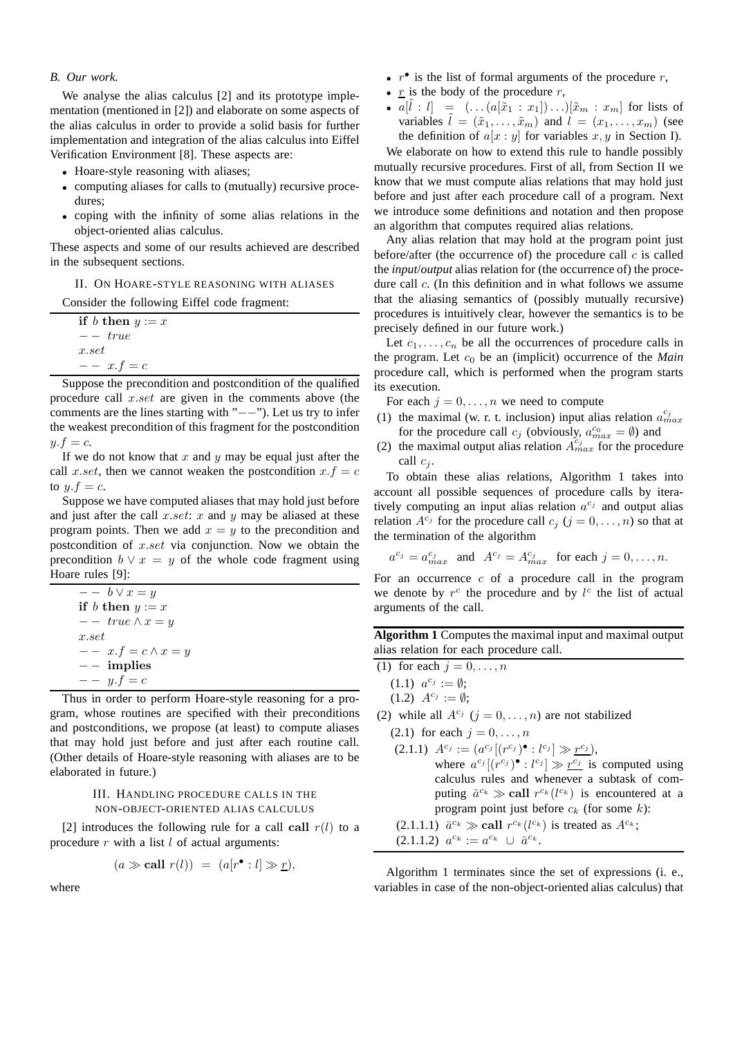### B. Our work.

We analyse the alias calculus [2] and its prototype implementation (mentioned in [2]) and elaborate on some aspects of the alias calculus in order to provide a solid basis for further implementation and integration of the alias calculus into Eiffel Verification Environment [8]. These aspects are:

- Hoare-style reasoning with aliases;
- computing aliases for calls to (mutually) recursive procedures;
- coping with the infinity of some alias relations in the object-oriented alias calculus.

These aspects and some of our results achieved are described in the subsequent sections.

## II. On Hoare-style reasoning with aliases

Consider the following Eiffel code fragment:

```
if b then y := x
-- true
x.set
-- x.f = c
```

Suppose the precondition and postcondition of the qualified procedure call $x.set$ are given in the comments above (the comments are the lines starting with "−−"). Let us try to infer the weakest precondition of this fragment for the postcondition $y.f = c$.

If we do not know that $x$ and $y$ may be equal just after the call $x.set$, then we cannot weaken the postcondition $x.f = c$ to $y.f = c$.

Suppose we have computed aliases that may hold just before and just after the call $x.set$: $x$ and $y$ may be aliased at these program points. Then we add $x = y$ to the precondition and postcondition of $x.set$ via conjunction. Now we obtain the precondition $b \vee x = y$ of the whole code fragment using Hoare rules [9]:

```
-- b ∨ x = y
if b then y := x
-- true ∧ x = y
x.set
-- x.f = c ∧ x = y
-- implies
-- y.f = c
```

Thus in order to perform Hoare-style reasoning for a program, whose routines are specified with their preconditions and postconditions, we propose (at least) to compute aliases that may hold just before and just after each routine call. (Other details of Hoare-style reasoning with aliases are to be elaborated in future.)

## III. Handling procedure calls in the non-object-oriented alias calculus

[2] introduces the following rule for a call **call** $r(l)$ to a procedure $r$ with a list $l$ of actual arguments:

$$(a \gg \textbf{call } r(l)) \ = \ (a[r^\bullet : l] \gg \underline{r}),$$

where

- $r^\bullet$ is the list of formal arguments of the procedure $r$,
- $\underline{r}$ is the body of the procedure $r$,
- $a[\tilde{l} : l] \ = \ (\ldots(a[\tilde{x}_1 : x_1])\ldots)[\tilde{x}_m : x_m]$ for lists of variables $\tilde{l} = (\tilde{x}_1, \ldots, \tilde{x}_m)$ and $l = (x_1, \ldots, x_m)$ (see the definition of $a[x : y]$ for variables $x, y$ in Section I).

We elaborate on how to extend this rule to handle possibly mutually recursive procedures. First of all, from Section II we know that we must compute alias relations that may hold just before and just after each procedure call of a program. Next we introduce some definitions and notation and then propose an algorithm that computes required alias relations.

Any alias relation that may hold at the program point just before/after (the occurrence of) the procedure call $c$ is called the *input*/*output* alias relation for (the occurrence of) the procedure call $c$. (In this definition and in what follows we assume that the aliasing semantics of (possibly mutually recursive) procedures is intuitively clear, however the semantics is to be precisely defined in our future work.)

Let $c_1, \ldots, c_n$ be all the occurrences of procedure calls in the program. Let $c_0$ be an (implicit) occurrence of the *Main* procedure call, which is performed when the program starts its execution.

For each $j = 0, \ldots, n$ we need to compute

1. the maximal (w. r. t. inclusion) input alias relation $a^{c_j}_{max}$ for the procedure call $c_j$ (obviously, $a^{c_0}_{max} = \emptyset$) and
2. the maximal output alias relation $A^{c_j}_{max}$ for the procedure call $c_j$.

To obtain these alias relations, Algorithm 1 takes into account all possible sequences of procedure calls by iteratively computing an input alias relation $a^{c_j}$ and output alias relation $A^{c_j}$ for the procedure call $c_j$ ($j = 0, \ldots, n$) so that at the termination of the algorithm

$$a^{c_j} = a^{c_j}_{max} \ \text{ and } \ A^{c_j} = A^{c_j}_{max} \ \text{ for each } j = 0, \ldots, n.$$

For an occurrence $c$ of a procedure call in the program we denote by $r^c$ the procedure and by $l^c$ the list of actual arguments of the call.

**Algorithm 1** Computes the maximal input and maximal output alias relation for each procedure call.

(1) for each $j = 0, \ldots, n$
  (1.1) $a^{c_j} := \emptyset$;
  (1.2) $A^{c_j} := \emptyset$;
(2) while all $A^{c_j}$ ($j = 0, \ldots, n$) are not stabilized
  (2.1) for each $j = 0, \ldots, n$
  (2.1.1) $A^{c_j} := (a^{c_j}[(r^{c_j})^\bullet : l^{c_j}] \gg \underline{r^{c_j}})$, where $a^{c_j}[(r^{c_j})^\bullet : l^{c_j}] \gg \underline{r^{c_j}}$ is computed using calculus rules and whenever a subtask of computing $\bar{a}^{c_k} \gg \textbf{call } r^{c_k}(l^{c_k})$ is encountered at a program point just before $c_k$ (for some $k$):
  (2.1.1.1) $\bar{a}^{c_k} \gg \textbf{call } r^{c_k}(l^{c_k})$ is treated as $A^{c_k}$;
  (2.1.1.2) $a^{c_k} := a^{c_k} \ \cup \ \bar{a}^{c_k}$.

Algorithm 1 terminates since the set of expressions (i. e., variables in case of the non-object-oriented alias calculus) that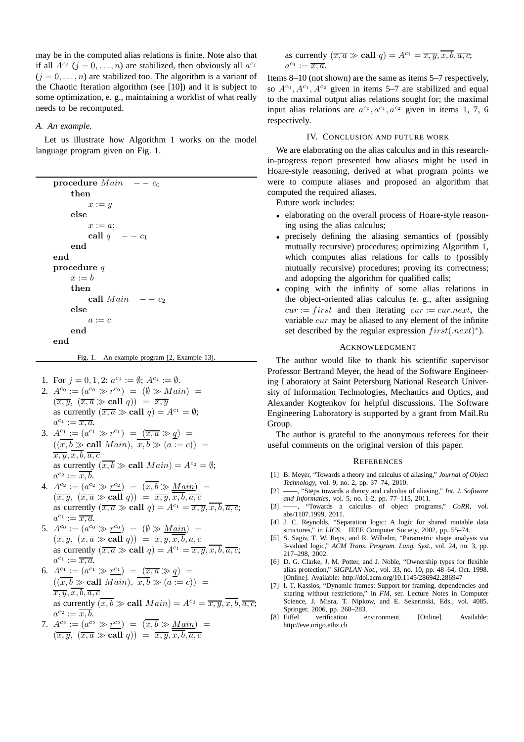may be in the computed alias relations is finite. Note also that if all $A^{c_j}$ $(j = 0, \ldots, n)$ are stabilized, then obviously all $a^{c_j}$ $(j = 0, \ldots, n)$ are stabilized too. The algorithm is a variant of the Chaotic Iteration algorithm (see [10]) and it is subject to some optimization, e. g., maintaining a worklist of what really needs to be recomputed.

### *A. An example.*

Let us illustrate how Algorithm 1 works on the model language program given on Fig. 1.

```
procedure Main   -- c0
    then
        x := y
    else
        x := a;
        call q   -- c1
    end
end
procedure q
    x := b
    then
        call Main   -- c2
    else
        a := c
    end
end
```

Fig. 1. An example program [2, Example 13].

1. For $j = 0, 1, 2$: $a^{c_j} := \emptyset$; $A^{c_j} := \emptyset$.
2. $A^{c_0} := (a^{c_0} \gg \underline{r^{c_0}}) = (\emptyset \gg \underline{Main}) = (\overline{x,y},\ (\overline{x,a} \gg \mathbf{call}\ q)) = \overline{x,y}$ as currently $(\overline{x,a} \gg \mathbf{call}\ q) = A^{c_1} = \emptyset$; $a^{c_1} := \overline{x,a}$.
3. $A^{c_1} := (a^{c_1} \gg \underline{r^{c_1}}) = (\overline{x,a} \gg \underline{q}) = ((\overline{x,b} \gg \mathbf{call}\ Main),\ \overline{x,b} \gg (a := c)) = \overline{x,y}, \overline{x,b}, \overline{a,c}$ as currently $(\overline{x,b} \gg \mathbf{call}\ Main) = A^{c_2} = \emptyset$; $a^{c_2} := \overline{x,b}$.
4. $A^{c_2} := (a^{c_2} \gg \underline{r^{c_2}}) = (\overline{x,b} \gg \underline{Main}) = (\overline{x,y},\ (\overline{x,a} \gg \mathbf{call}\ q)) = \overline{x,y}, \overline{x,b}, \overline{a,c}$ as currently $(\overline{x,a} \gg \mathbf{call}\ q) = A^{c_1} = \overline{x,y}, \overline{x,b}, \overline{a,c}$; $a^{c_1} := \overline{x,a}$.
5. $A^{c_0} := (a^{c_0} \gg \underline{r^{c_0}}) = (\emptyset \gg \underline{Main}) = (\overline{x,y},\ (\overline{x,a} \gg \mathbf{call}\ q)) = \overline{x,y}, \overline{x,b}, \overline{a,c}$ as currently $(\overline{x,a} \gg \mathbf{call}\ q) = A^{c_1} = \overline{x,y}, \overline{x,b}, \overline{a,c}$; $a^{c_1} := \overline{x,a}$.
6. $A^{c_1} := (a^{c_1} \gg \underline{r^{c_1}}) = (\overline{x,a} \gg \underline{q}) = ((\overline{x,b} \gg \mathbf{call}\ Main),\ \overline{x,b} \gg (a := c)) = \overline{x,y}, \overline{x,b}, \overline{a,c}$ as currently $(\overline{x,b} \gg \mathbf{call}\ Main) = A^{c_2} = \overline{x,y}, \overline{x,b}, \overline{a,c}$; $a^{c_2} := \overline{x,b}$.
7. $A^{c_2} := (a^{c_2} \gg \underline{r^{c_2}}) = (\overline{x,b} \gg \underline{Main}) = (\overline{x,y},\ (\overline{x,a} \gg \mathbf{call}\ q)) = \overline{x,y}, \overline{x,b}, \overline{a,c}$ as currently $(\overline{x,a} \gg \mathbf{call}\ q) = A^{c_1} = \overline{x,y}, \overline{x,b}, \overline{a,c}$; $a^{c_1} := \overline{x,a}$.

Items 8–10 (not shown) are the same as items 5–7 respectively, so $A^{c_0}, A^{c_1}, A^{c_2}$ given in items 5–7 are stabilized and equal to the maximal output alias relations sought for; the maximal input alias relations are $a^{c_0}, a^{c_1}, a^{c_2}$ given in items 1, 7, 6 respectively.

## IV. Conclusion and future work

We are elaborating on the alias calculus and in this research-in-progress report presented how aliases might be used in Hoare-style reasoning, derived at what program points we were to compute aliases and proposed an algorithm that computed the required aliases.

Future work includes:

- elaborating on the overall process of Hoare-style reasoning using the alias calculus;
- precisely defining the aliasing semantics of (possibly mutually recursive) procedures; optimizing Algorithm 1, which computes alias relations for calls to (possibly mutually recursive) procedures; proving its correctness; and adopting the algorithm for qualified calls;
- coping with the infinity of some alias relations in the object-oriented alias calculus (e. g., after assigning $cur := first$ and then iterating $cur := cur.next$, the variable $cur$ may be aliased to any element of the infinite set described by the regular expression $first(.next)^*$).

## Acknowledgment

The author would like to thank his scientific supervisor Professor Bertrand Meyer, the head of the Software Engineering Laboratory at Saint Petersburg National Research University of Information Technologies, Mechanics and Optics, and Alexander Kogtenkov for helpful discussions. The Software Engineering Laboratory is supported by a grant from Mail.Ru Group.

The author is grateful to the anonymous referees for their useful comments on the original version of this paper.

## References

[1] B. Meyer, "Towards a theory and calculus of aliasing," *Journal of Object Technology*, vol. 9, no. 2, pp. 37–74, 2010.

[2] ——, "Steps towards a theory and calculus of aliasing," *Int. J. Software and Informatics*, vol. 5, no. 1-2, pp. 77–115, 2011.

[3] ——, "Towards a calculus of object programs," *CoRR*, vol. abs/1107.1999, 2011.

[4] J. C. Reynolds, "Separation logic: A logic for shared mutable data structures," in *LICS*. IEEE Computer Society, 2002, pp. 55–74.

[5] S. Sagiv, T. W. Reps, and R. Wilhelm, "Parametric shape analysis via 3-valued logic," *ACM Trans. Program. Lang. Syst.*, vol. 24, no. 3, pp. 217–298, 2002.

[6] D. G. Clarke, J. M. Potter, and J. Noble, "Ownership types for flexible alias protection," *SIGPLAN Not.*, vol. 33, no. 10, pp. 48–64, Oct. 1998. [Online]. Available: http://doi.acm.org/10.1145/286942.286947

[7] I. T. Kassios, "Dynamic frames: Support for framing, dependencies and sharing without restrictions," in *FM*, ser. Lecture Notes in Computer Science, J. Misra, T. Nipkow, and E. Sekerinski, Eds., vol. 4085. Springer, 2006, pp. 268–283.

[8] Eiffel verification environment. [Online]. Available: http://eve.origo.ethz.ch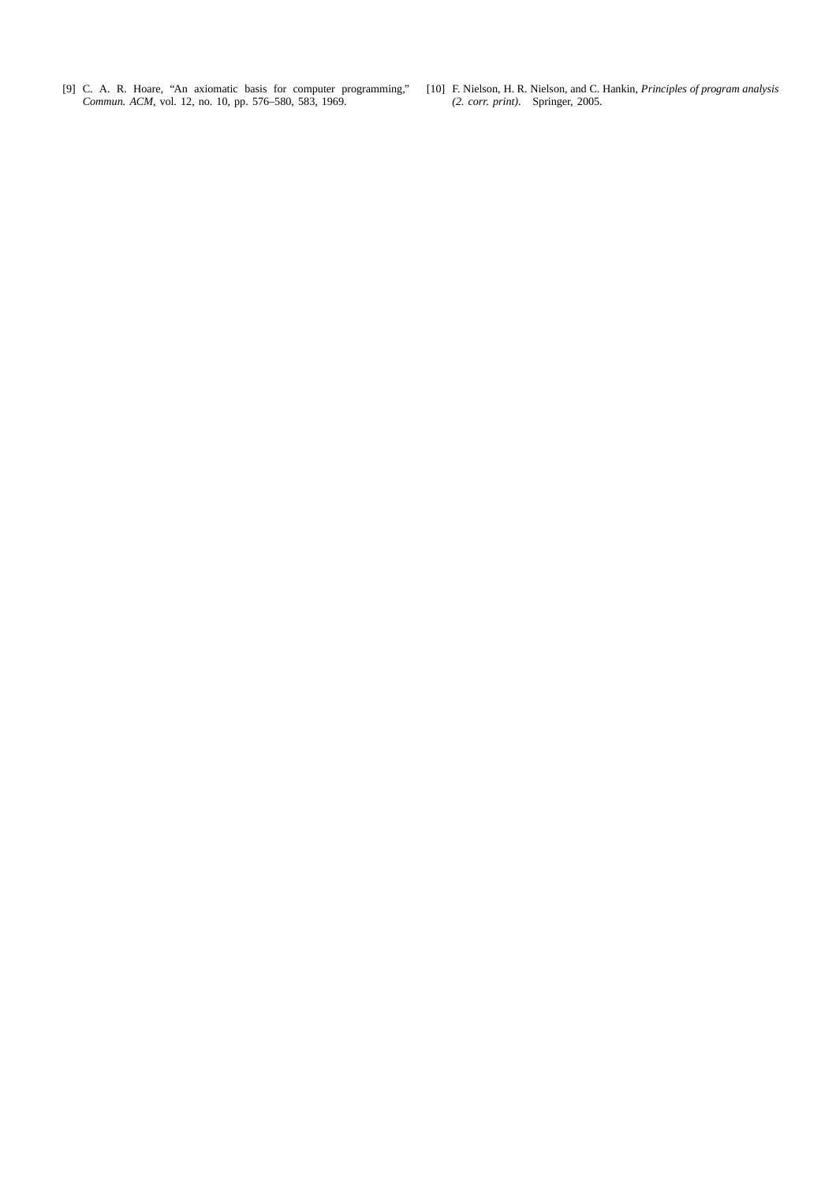[9] C. A. R. Hoare, "An axiomatic basis for computer programming," *Commun. ACM*, vol. 12, no. 10, pp. 576–580, 583, 1969.

[10] F. Nielson, H. R. Nielson, and C. Hankin, *Principles of program analysis (2. corr. print)*. Springer, 2005.